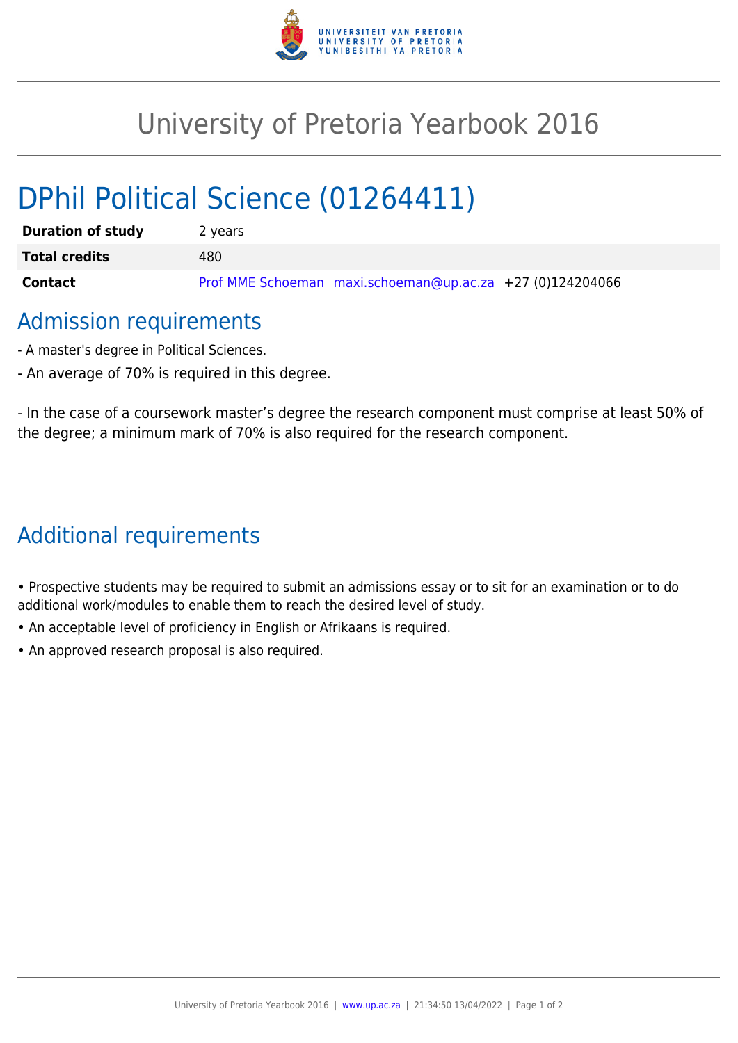# University of Pretoria Yearbook 2016

## DPhil Political Science (01264411)

| | |
|---|---|
| **Duration of study** | 2 years |
| **Total credits** | 480 |
| **Contact** | Prof MME Schoeman maxi.schoeman@up.ac.za +27 (0)124204066 |

## Admission requirements

- A master's degree in Political Sciences.

- An average of 70% is required in this degree.

- In the case of a coursework master's degree the research component must comprise at least 50% of the degree; a minimum mark of 70% is also required for the research component.

## Additional requirements

• Prospective students may be required to submit an admissions essay or to sit for an examination or to do additional work/modules to enable them to reach the desired level of study.

• An acceptable level of proficiency in English or Afrikaans is required.

• An approved research proposal is also required.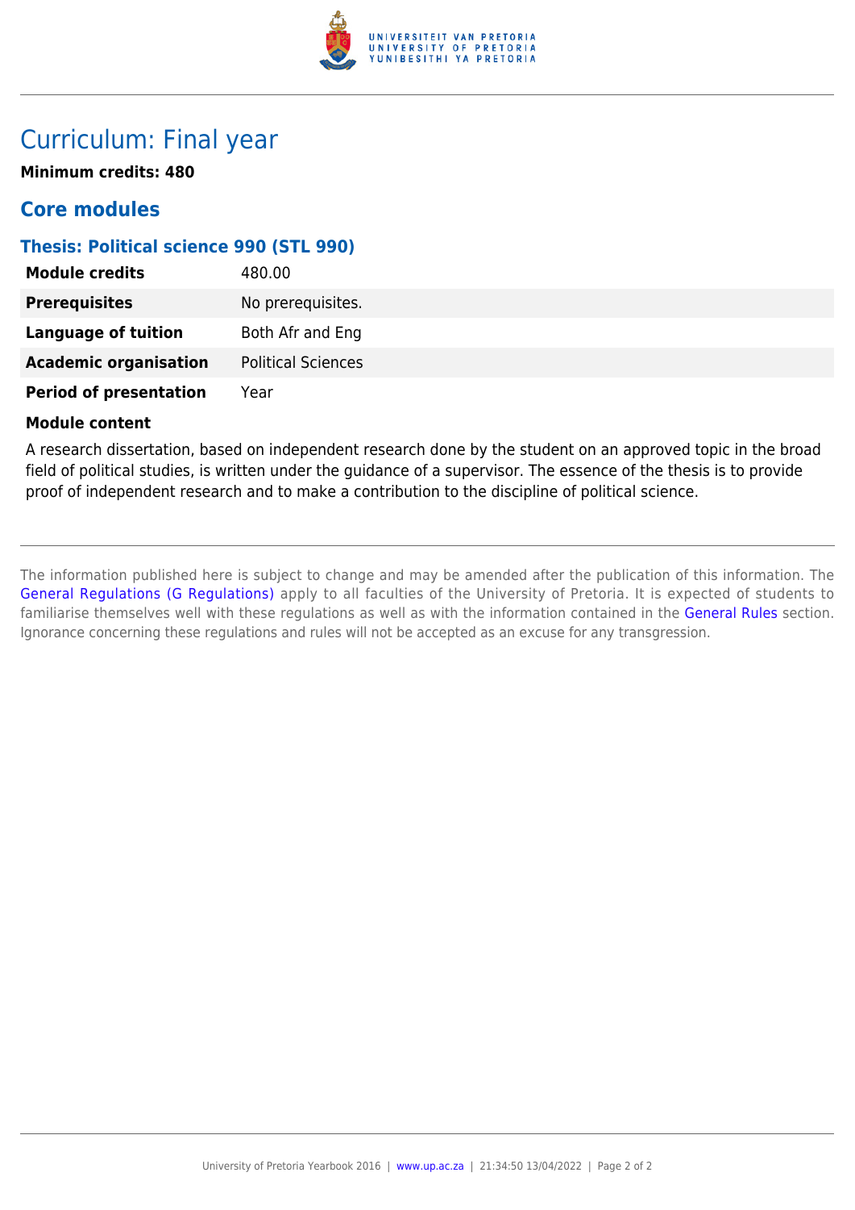# Curriculum: Final year

**Minimum credits: 480**

## Core modules

### Thesis: Political science 990 (STL 990)

| | |
|---|---|
| **Module credits** | 480.00 |
| **Prerequisites** | No prerequisites. |
| **Language of tuition** | Both Afr and Eng |
| **Academic organisation** | Political Sciences |
| **Period of presentation** | Year |

**Module content**

A research dissertation, based on independent research done by the student on an approved topic in the broad field of political studies, is written under the guidance of a supervisor. The essence of the thesis is to provide proof of independent research and to make a contribution to the discipline of political science.

The information published here is subject to change and may be amended after the publication of this information. The General Regulations (G Regulations) apply to all faculties of the University of Pretoria. It is expected of students to familiarise themselves well with these regulations as well as with the information contained in the General Rules section. Ignorance concerning these regulations and rules will not be accepted as an excuse for any transgression.